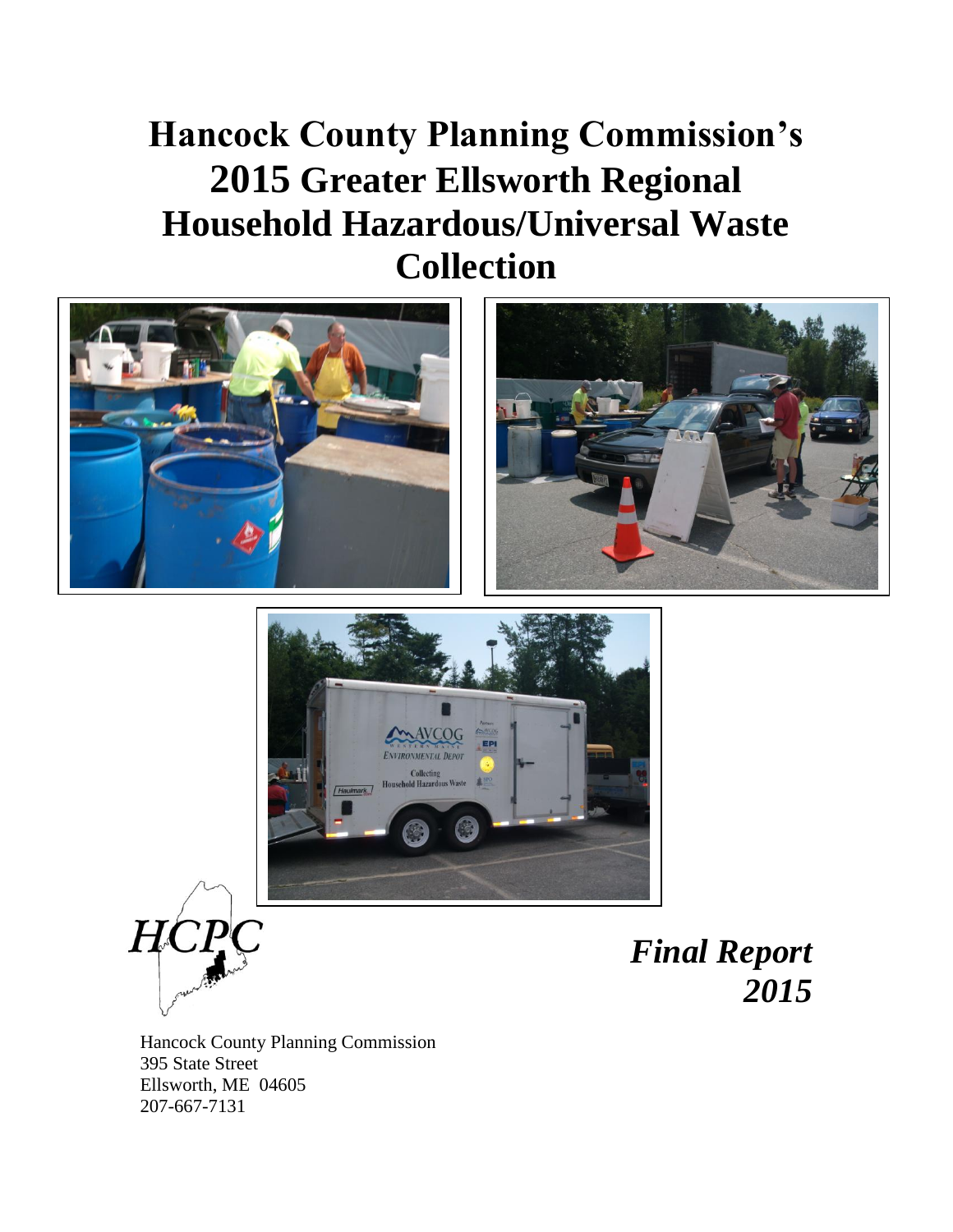# Hancock County Planning Commission's 2015 Greater Ellsworth Regional Household Hazardous/Universal Waste Collection

HCPC

***Final Report 2015***

Hancock County Planning Commission
395 State Street
Ellsworth, ME 04605
207-667-7131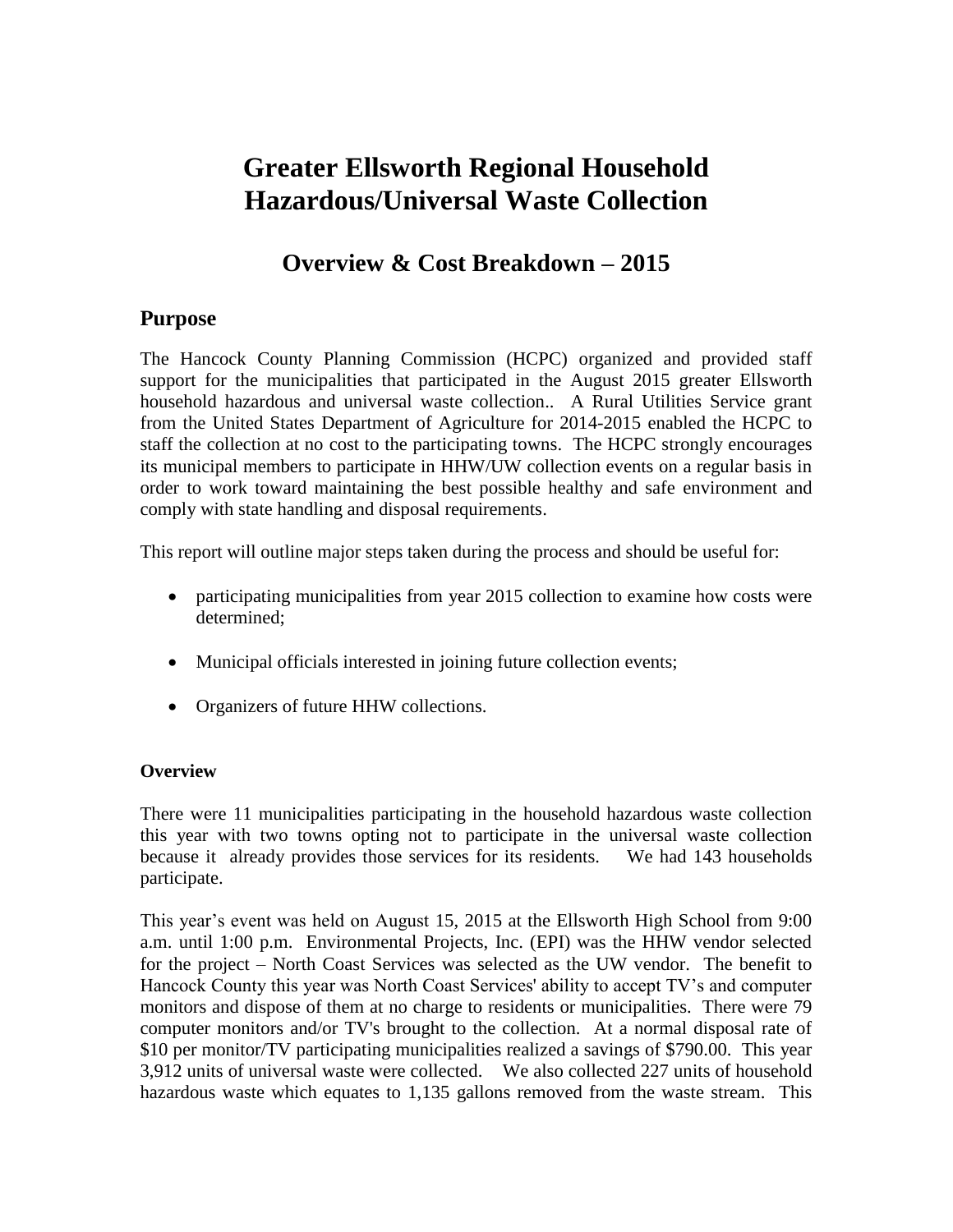# Greater Ellsworth Regional Household Hazardous/Universal Waste Collection

## Overview & Cost Breakdown – 2015

## Purpose

The Hancock County Planning Commission (HCPC) organized and provided staff support for the municipalities that participated in the August 2015 greater Ellsworth household hazardous and universal waste collection.. A Rural Utilities Service grant from the United States Department of Agriculture for 2014-2015 enabled the HCPC to staff the collection at no cost to the participating towns. The HCPC strongly encourages its municipal members to participate in HHW/UW collection events on a regular basis in order to work toward maintaining the best possible healthy and safe environment and comply with state handling and disposal requirements.

This report will outline major steps taken during the process and should be useful for:

- participating municipalities from year 2015 collection to examine how costs were determined;
- Municipal officials interested in joining future collection events;
- Organizers of future HHW collections.

**Overview**

There were 11 municipalities participating in the household hazardous waste collection this year with two towns opting not to participate in the universal waste collection because it already provides those services for its residents. We had 143 households participate.

This year's event was held on August 15, 2015 at the Ellsworth High School from 9:00 a.m. until 1:00 p.m. Environmental Projects, Inc. (EPI) was the HHW vendor selected for the project – North Coast Services was selected as the UW vendor. The benefit to Hancock County this year was North Coast Services' ability to accept TV's and computer monitors and dispose of them at no charge to residents or municipalities. There were 79 computer monitors and/or TV's brought to the collection. At a normal disposal rate of $10 per monitor/TV participating municipalities realized a savings of $790.00. This year 3,912 units of universal waste were collected. We also collected 227 units of household hazardous waste which equates to 1,135 gallons removed from the waste stream. This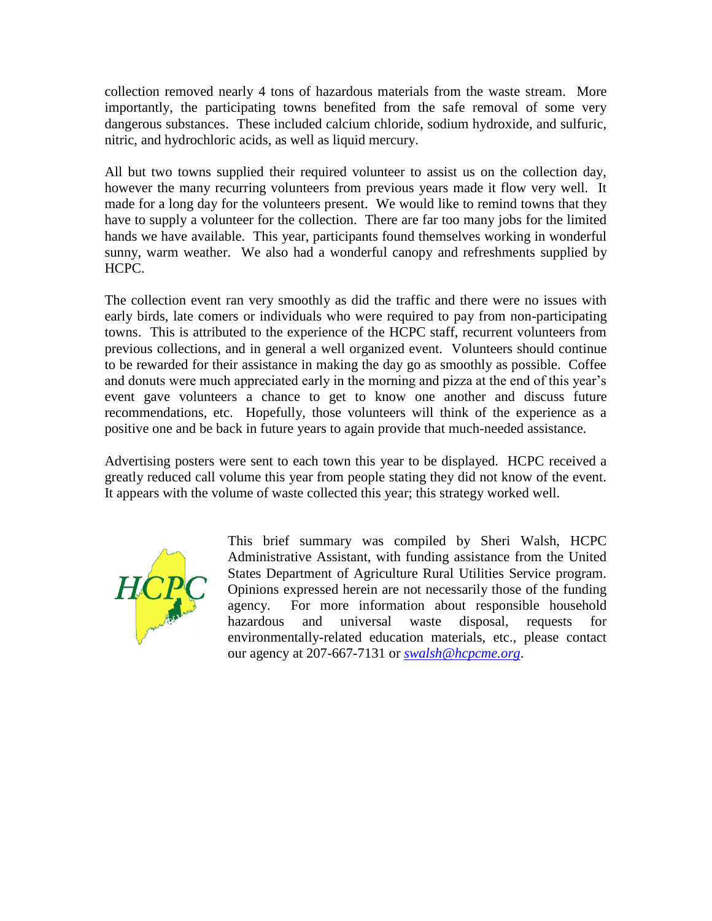collection removed nearly 4 tons of hazardous materials from the waste stream. More importantly, the participating towns benefited from the safe removal of some very dangerous substances. These included calcium chloride, sodium hydroxide, and sulfuric, nitric, and hydrochloric acids, as well as liquid mercury.

All but two towns supplied their required volunteer to assist us on the collection day, however the many recurring volunteers from previous years made it flow very well. It made for a long day for the volunteers present. We would like to remind towns that they have to supply a volunteer for the collection. There are far too many jobs for the limited hands we have available. This year, participants found themselves working in wonderful sunny, warm weather. We also had a wonderful canopy and refreshments supplied by HCPC.

The collection event ran very smoothly as did the traffic and there were no issues with early birds, late comers or individuals who were required to pay from non-participating towns. This is attributed to the experience of the HCPC staff, recurrent volunteers from previous collections, and in general a well organized event. Volunteers should continue to be rewarded for their assistance in making the day go as smoothly as possible. Coffee and donuts were much appreciated early in the morning and pizza at the end of this year's event gave volunteers a chance to get to know one another and discuss future recommendations, etc. Hopefully, those volunteers will think of the experience as a positive one and be back in future years to again provide that much-needed assistance.

Advertising posters were sent to each town this year to be displayed. HCPC received a greatly reduced call volume this year from people stating they did not know of the event. It appears with the volume of waste collected this year; this strategy worked well.

HCPC

This brief summary was compiled by Sheri Walsh, HCPC Administrative Assistant, with funding assistance from the United States Department of Agriculture Rural Utilities Service program. Opinions expressed herein are not necessarily those of the funding agency. For more information about responsible household hazardous and universal waste disposal, requests for environmentally-related education materials, etc., please contact our agency at 207-667-7131 or *swalsh@hcpcme.org*.